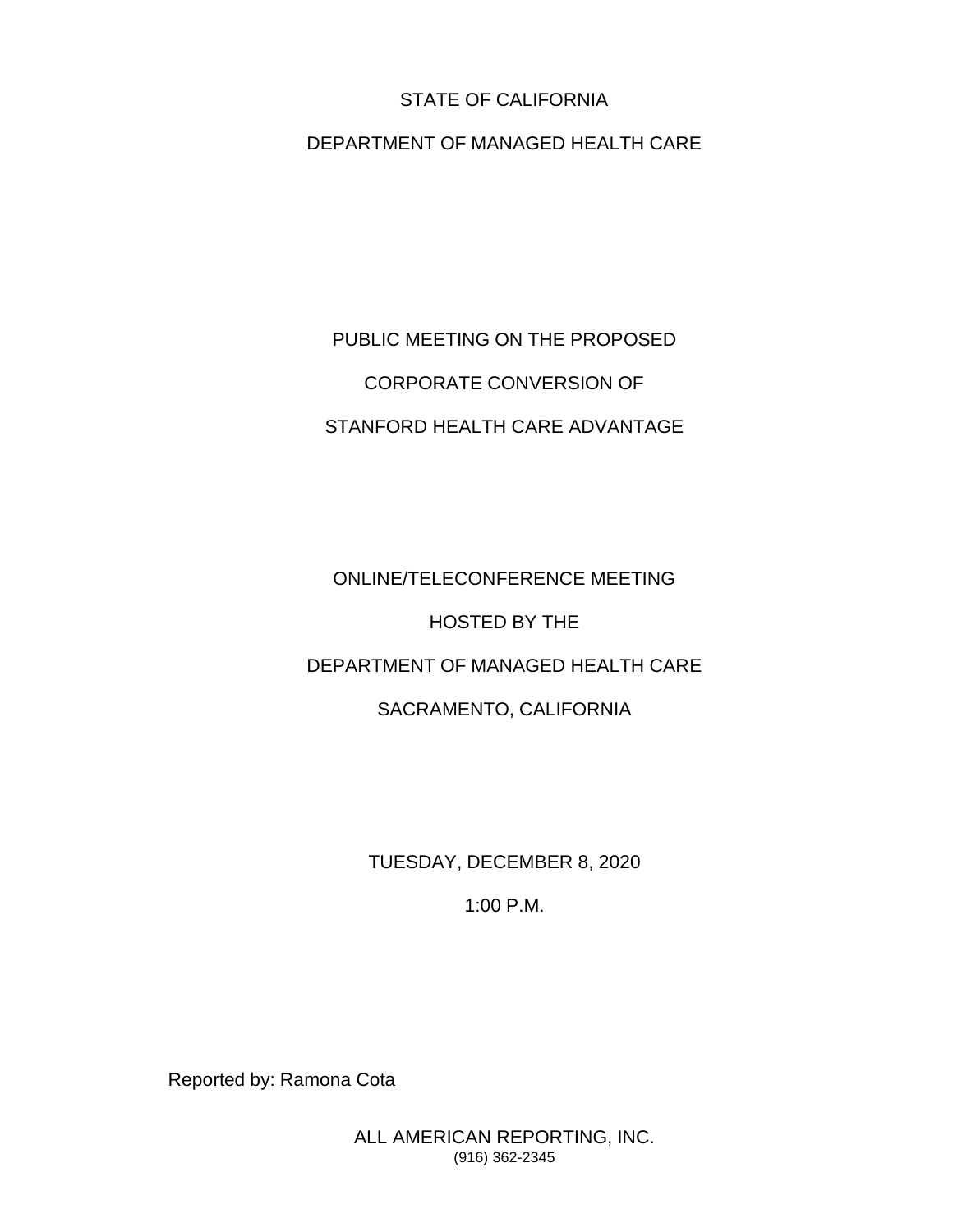STATE OF CALIFORNIA

DEPARTMENT OF MANAGED HEALTH CARE

PUBLIC MEETING ON THE PROPOSED

CORPORATE CONVERSION OF

STANFORD HEALTH CARE ADVANTAGE

ONLINE/TELECONFERENCE MEETING

HOSTED BY THE

DEPARTMENT OF MANAGED HEALTH CARE

SACRAMENTO, CALIFORNIA

TUESDAY, DECEMBER 8, 2020

1:00 P.M.

Reported by: Ramona Cota

ALL AMERICAN REPORTING, INC.
(916) 362-2345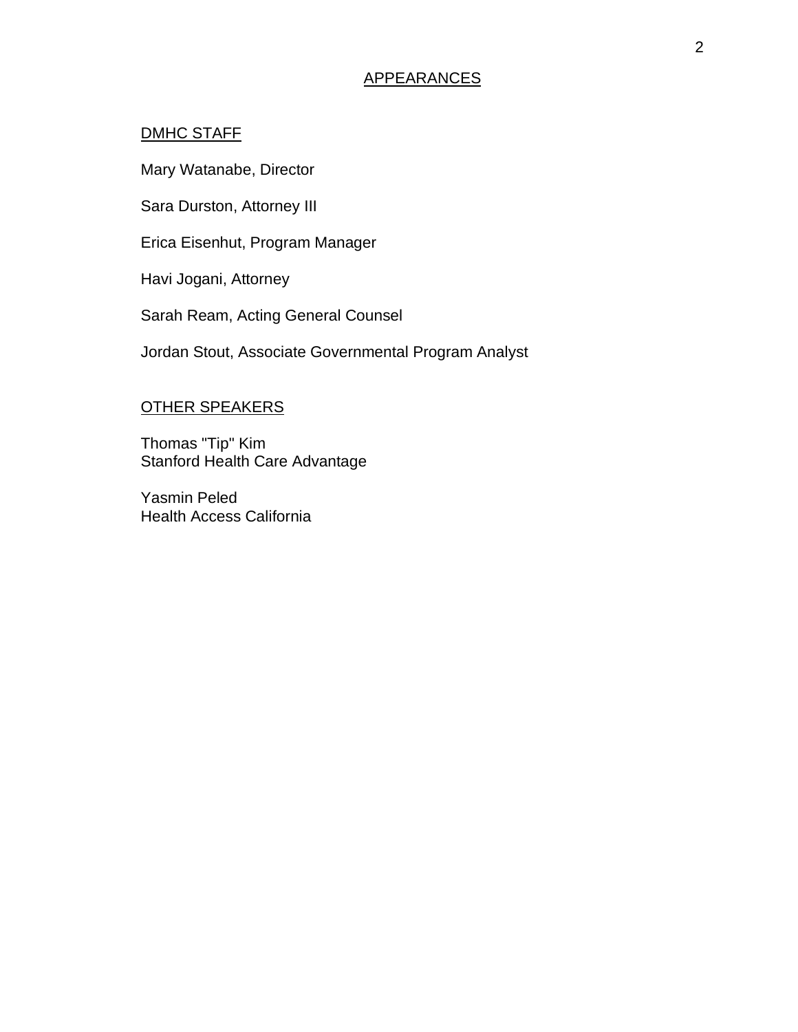# APPEARANCES

## DMHC STAFF

Mary Watanabe, Director

Sara Durston, Attorney III

Erica Eisenhut, Program Manager

Havi Jogani, Attorney

Sarah Ream, Acting General Counsel

Jordan Stout, Associate Governmental Program Analyst

## OTHER SPEAKERS

Thomas "Tip" Kim
Stanford Health Care Advantage

Yasmin Peled
Health Access California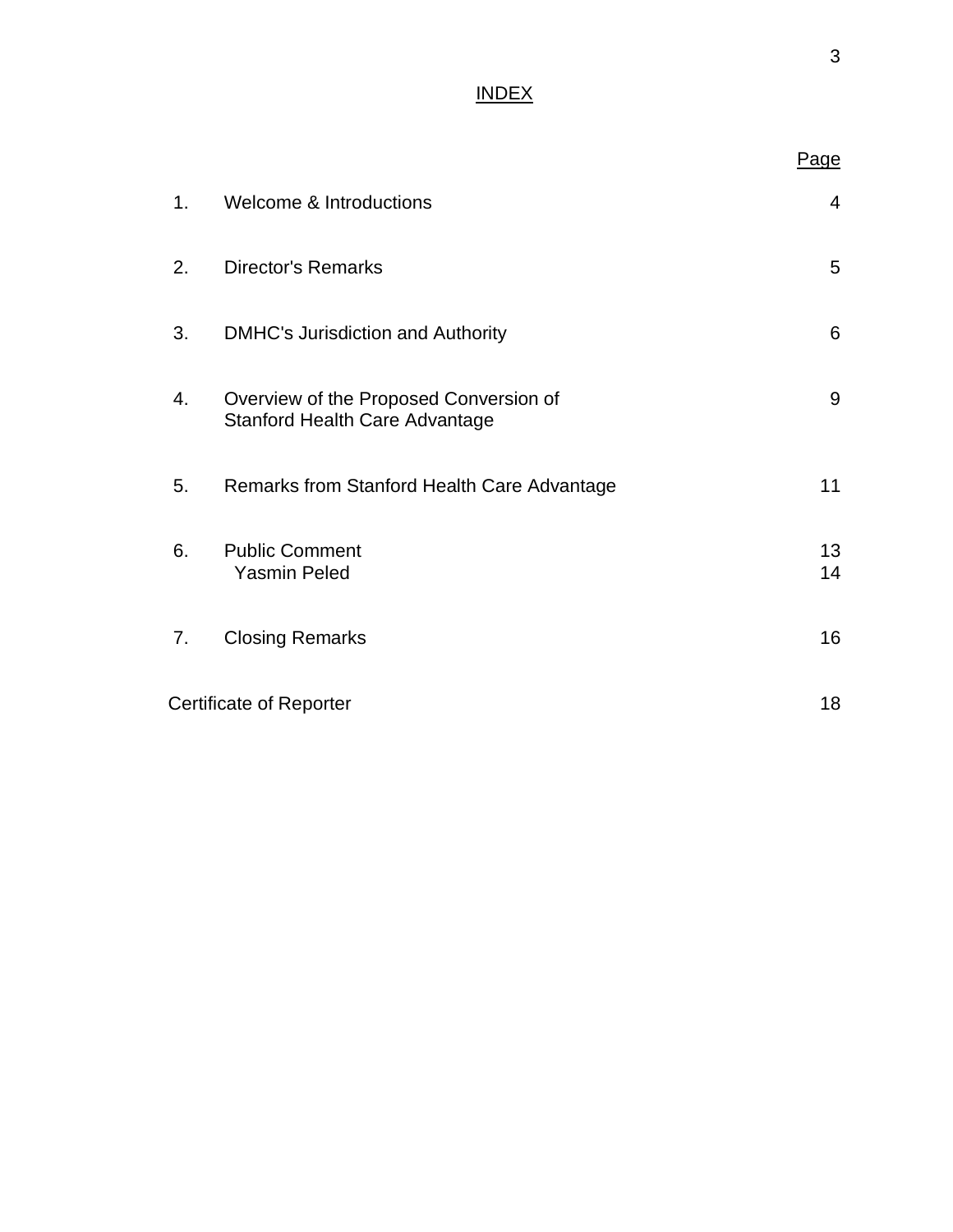# INDEX

| | | Page |
|---|---|---|
| 1. | Welcome & Introductions | 4 |
| 2. | Director's Remarks | 5 |
| 3. | DMHC's Jurisdiction and Authority | 6 |
| 4. | Overview of the Proposed Conversion of Stanford Health Care Advantage | 9 |
| 5. | Remarks from Stanford Health Care Advantage | 11 |
| 6. | Public Comment | 13 |
| | Yasmin Peled | 14 |
| 7. | Closing Remarks | 16 |
| Certificate of Reporter | | 18 |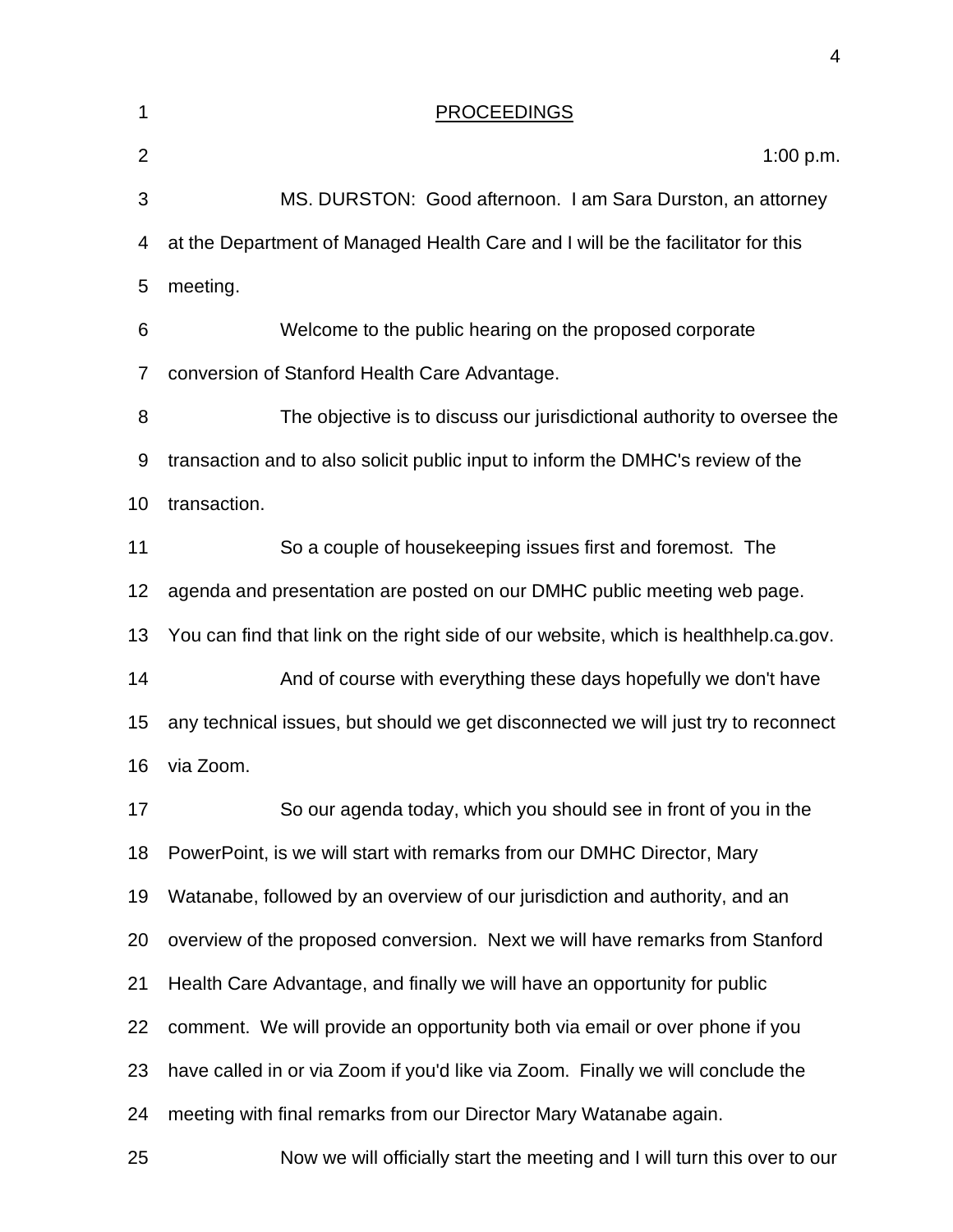PROCEEDINGS

1:00 p.m.

MS. DURSTON: Good afternoon. I am Sara Durston, an attorney at the Department of Managed Health Care and I will be the facilitator for this meeting.

Welcome to the public hearing on the proposed corporate conversion of Stanford Health Care Advantage.

The objective is to discuss our jurisdictional authority to oversee the transaction and to also solicit public input to inform the DMHC's review of the transaction.

So a couple of housekeeping issues first and foremost. The agenda and presentation are posted on our DMHC public meeting web page. You can find that link on the right side of our website, which is healthhelp.ca.gov.

And of course with everything these days hopefully we don't have any technical issues, but should we get disconnected we will just try to reconnect via Zoom.

So our agenda today, which you should see in front of you in the PowerPoint, is we will start with remarks from our DMHC Director, Mary Watanabe, followed by an overview of our jurisdiction and authority, and an overview of the proposed conversion. Next we will have remarks from Stanford Health Care Advantage, and finally we will have an opportunity for public comment. We will provide an opportunity both via email or over phone if you have called in or via Zoom if you'd like via Zoom. Finally we will conclude the meeting with final remarks from our Director Mary Watanabe again.

Now we will officially start the meeting and I will turn this over to our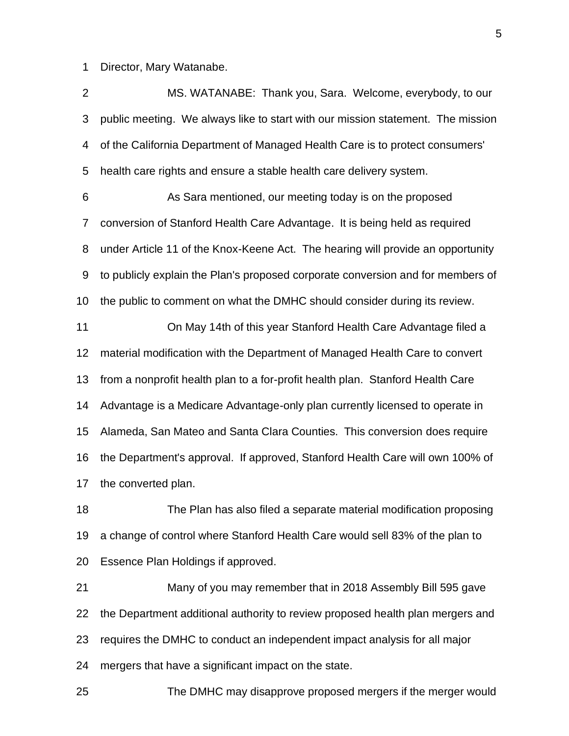Director, Mary Watanabe.

MS. WATANABE: Thank you, Sara. Welcome, everybody, to our public meeting. We always like to start with our mission statement. The mission of the California Department of Managed Health Care is to protect consumers' health care rights and ensure a stable health care delivery system.

As Sara mentioned, our meeting today is on the proposed conversion of Stanford Health Care Advantage. It is being held as required under Article 11 of the Knox-Keene Act. The hearing will provide an opportunity to publicly explain the Plan's proposed corporate conversion and for members of the public to comment on what the DMHC should consider during its review.

On May 14th of this year Stanford Health Care Advantage filed a material modification with the Department of Managed Health Care to convert from a nonprofit health plan to a for-profit health plan. Stanford Health Care Advantage is a Medicare Advantage-only plan currently licensed to operate in Alameda, San Mateo and Santa Clara Counties. This conversion does require the Department's approval. If approved, Stanford Health Care will own 100% of the converted plan.

The Plan has also filed a separate material modification proposing a change of control where Stanford Health Care would sell 83% of the plan to Essence Plan Holdings if approved.

Many of you may remember that in 2018 Assembly Bill 595 gave the Department additional authority to review proposed health plan mergers and requires the DMHC to conduct an independent impact analysis for all major mergers that have a significant impact on the state.

The DMHC may disapprove proposed mergers if the merger would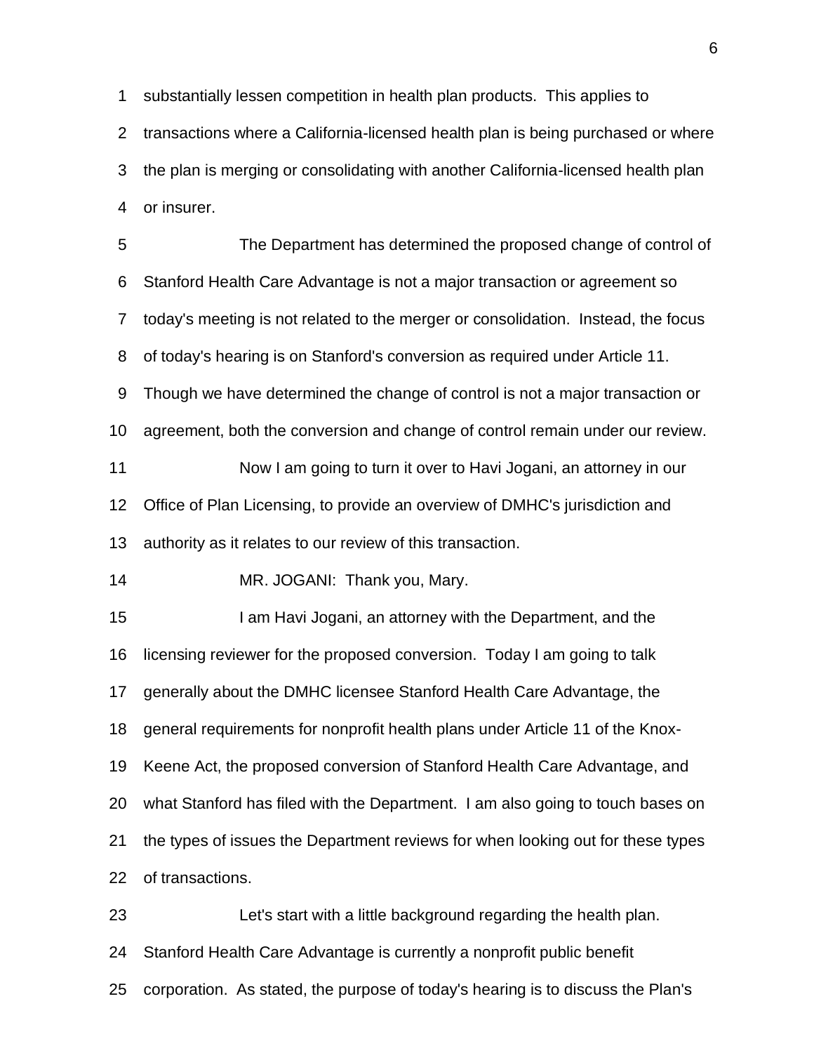substantially lessen competition in health plan products. This applies to transactions where a California-licensed health plan is being purchased or where the plan is merging or consolidating with another California-licensed health plan or insurer.

The Department has determined the proposed change of control of Stanford Health Care Advantage is not a major transaction or agreement so today's meeting is not related to the merger or consolidation. Instead, the focus of today's hearing is on Stanford's conversion as required under Article 11. Though we have determined the change of control is not a major transaction or agreement, both the conversion and change of control remain under our review.

Now I am going to turn it over to Havi Jogani, an attorney in our Office of Plan Licensing, to provide an overview of DMHC's jurisdiction and authority as it relates to our review of this transaction.

MR. JOGANI: Thank you, Mary.

I am Havi Jogani, an attorney with the Department, and the licensing reviewer for the proposed conversion. Today I am going to talk generally about the DMHC licensee Stanford Health Care Advantage, the general requirements for nonprofit health plans under Article 11 of the Knox-Keene Act, the proposed conversion of Stanford Health Care Advantage, and what Stanford has filed with the Department. I am also going to touch bases on the types of issues the Department reviews for when looking out for these types of transactions.

Let's start with a little background regarding the health plan. Stanford Health Care Advantage is currently a nonprofit public benefit corporation. As stated, the purpose of today's hearing is to discuss the Plan's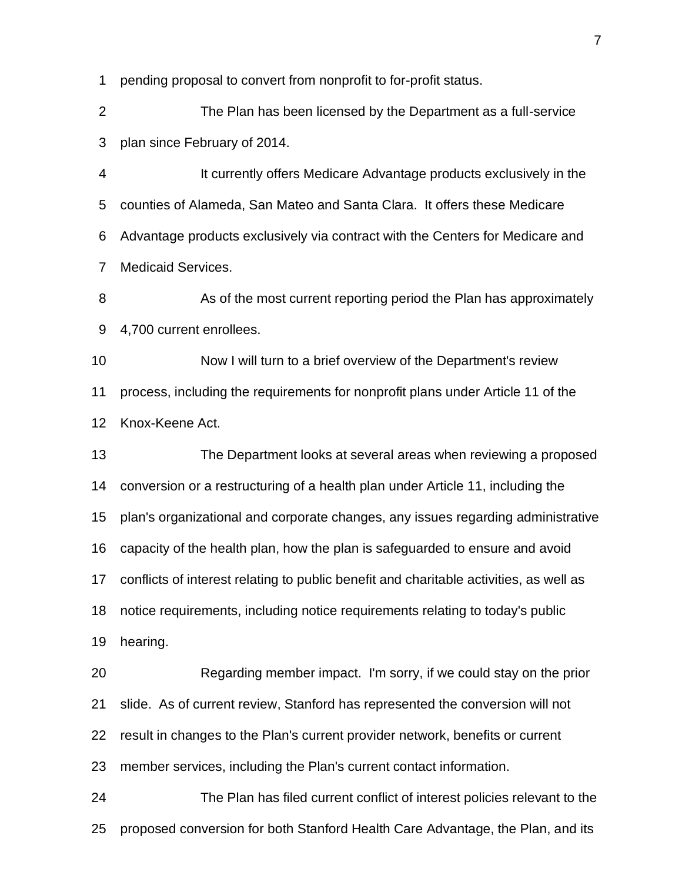pending proposal to convert from nonprofit to for-profit status.

The Plan has been licensed by the Department as a full-service plan since February of 2014.

It currently offers Medicare Advantage products exclusively in the counties of Alameda, San Mateo and Santa Clara. It offers these Medicare Advantage products exclusively via contract with the Centers for Medicare and Medicaid Services.

As of the most current reporting period the Plan has approximately 4,700 current enrollees.

Now I will turn to a brief overview of the Department's review process, including the requirements for nonprofit plans under Article 11 of the Knox-Keene Act.

The Department looks at several areas when reviewing a proposed conversion or a restructuring of a health plan under Article 11, including the plan's organizational and corporate changes, any issues regarding administrative capacity of the health plan, how the plan is safeguarded to ensure and avoid conflicts of interest relating to public benefit and charitable activities, as well as notice requirements, including notice requirements relating to today's public hearing.

Regarding member impact. I'm sorry, if we could stay on the prior slide. As of current review, Stanford has represented the conversion will not result in changes to the Plan's current provider network, benefits or current member services, including the Plan's current contact information.

The Plan has filed current conflict of interest policies relevant to the proposed conversion for both Stanford Health Care Advantage, the Plan, and its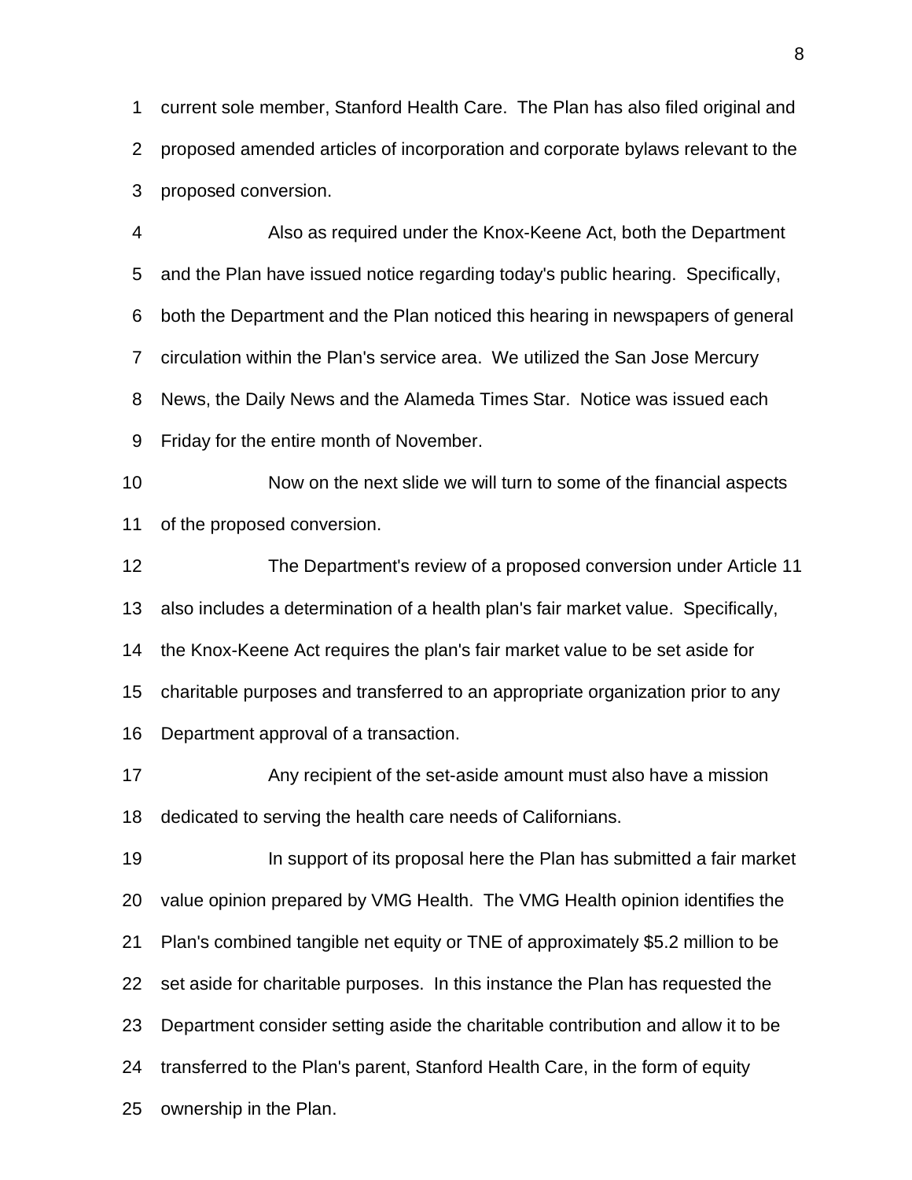current sole member, Stanford Health Care. The Plan has also filed original and proposed amended articles of incorporation and corporate bylaws relevant to the proposed conversion.

Also as required under the Knox-Keene Act, both the Department and the Plan have issued notice regarding today's public hearing. Specifically, both the Department and the Plan noticed this hearing in newspapers of general circulation within the Plan's service area. We utilized the San Jose Mercury News, the Daily News and the Alameda Times Star. Notice was issued each Friday for the entire month of November.

Now on the next slide we will turn to some of the financial aspects of the proposed conversion.

The Department's review of a proposed conversion under Article 11 also includes a determination of a health plan's fair market value. Specifically, the Knox-Keene Act requires the plan's fair market value to be set aside for charitable purposes and transferred to an appropriate organization prior to any Department approval of a transaction.

Any recipient of the set-aside amount must also have a mission dedicated to serving the health care needs of Californians.

In support of its proposal here the Plan has submitted a fair market value opinion prepared by VMG Health. The VMG Health opinion identifies the Plan's combined tangible net equity or TNE of approximately $5.2 million to be set aside for charitable purposes. In this instance the Plan has requested the Department consider setting aside the charitable contribution and allow it to be transferred to the Plan's parent, Stanford Health Care, in the form of equity ownership in the Plan.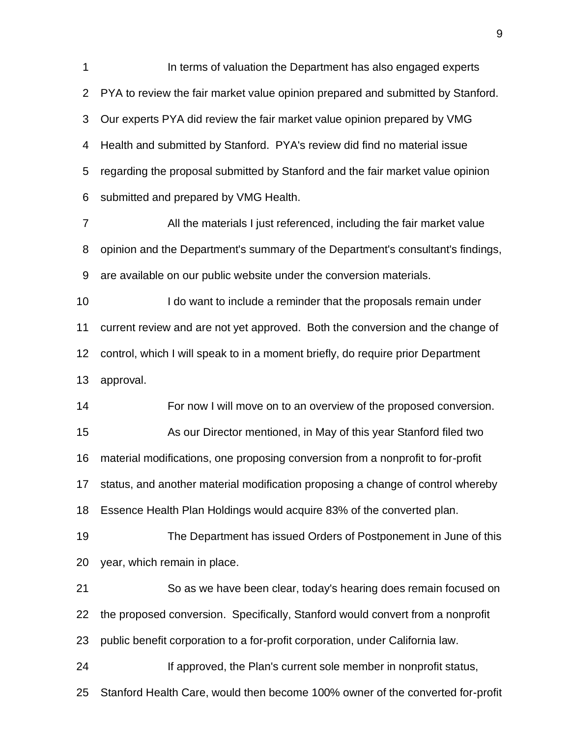In terms of valuation the Department has also engaged experts PYA to review the fair market value opinion prepared and submitted by Stanford. Our experts PYA did review the fair market value opinion prepared by VMG Health and submitted by Stanford. PYA's review did find no material issue regarding the proposal submitted by Stanford and the fair market value opinion submitted and prepared by VMG Health.

All the materials I just referenced, including the fair market value opinion and the Department's summary of the Department's consultant's findings, are available on our public website under the conversion materials.

I do want to include a reminder that the proposals remain under current review and are not yet approved. Both the conversion and the change of control, which I will speak to in a moment briefly, do require prior Department approval.

For now I will move on to an overview of the proposed conversion.

As our Director mentioned, in May of this year Stanford filed two material modifications, one proposing conversion from a nonprofit to for-profit status, and another material modification proposing a change of control whereby Essence Health Plan Holdings would acquire 83% of the converted plan.

The Department has issued Orders of Postponement in June of this year, which remain in place.

So as we have been clear, today's hearing does remain focused on the proposed conversion. Specifically, Stanford would convert from a nonprofit public benefit corporation to a for-profit corporation, under California law.

If approved, the Plan's current sole member in nonprofit status, Stanford Health Care, would then become 100% owner of the converted for-profit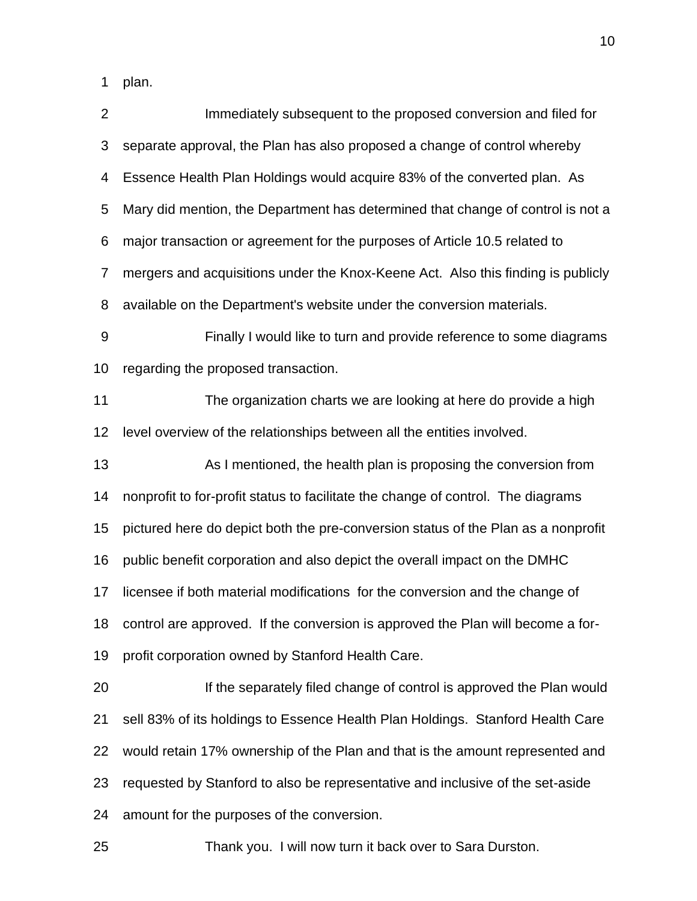plan.

Immediately subsequent to the proposed conversion and filed for separate approval, the Plan has also proposed a change of control whereby Essence Health Plan Holdings would acquire 83% of the converted plan. As Mary did mention, the Department has determined that change of control is not a major transaction or agreement for the purposes of Article 10.5 related to mergers and acquisitions under the Knox-Keene Act. Also this finding is publicly available on the Department's website under the conversion materials.

Finally I would like to turn and provide reference to some diagrams regarding the proposed transaction.

The organization charts we are looking at here do provide a high level overview of the relationships between all the entities involved.

As I mentioned, the health plan is proposing the conversion from nonprofit to for-profit status to facilitate the change of control. The diagrams pictured here do depict both the pre-conversion status of the Plan as a nonprofit public benefit corporation and also depict the overall impact on the DMHC licensee if both material modifications for the conversion and the change of control are approved. If the conversion is approved the Plan will become a for-profit corporation owned by Stanford Health Care.

If the separately filed change of control is approved the Plan would sell 83% of its holdings to Essence Health Plan Holdings. Stanford Health Care would retain 17% ownership of the Plan and that is the amount represented and requested by Stanford to also be representative and inclusive of the set-aside amount for the purposes of the conversion.

Thank you. I will now turn it back over to Sara Durston.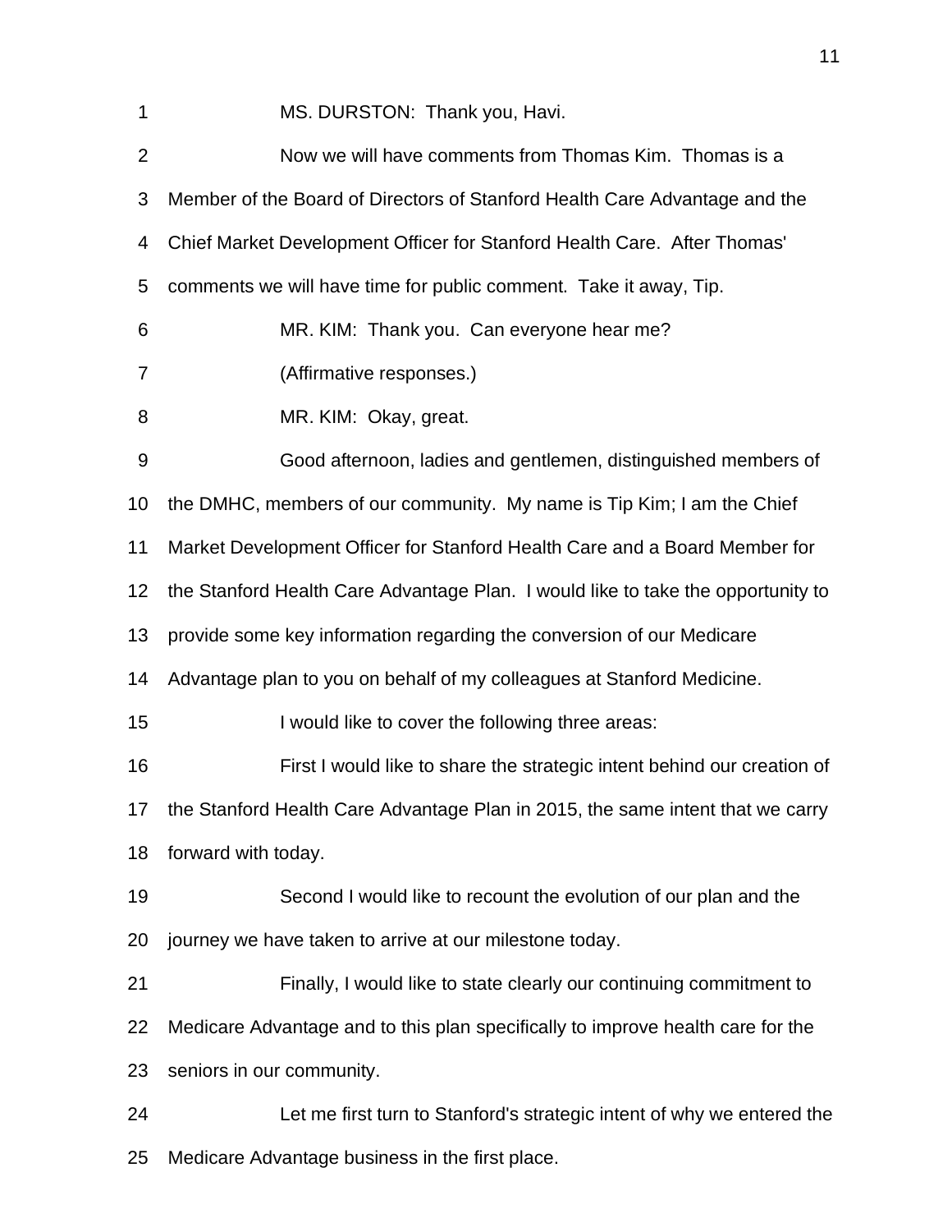MS. DURSTON: Thank you, Havi.

Now we will have comments from Thomas Kim. Thomas is a Member of the Board of Directors of Stanford Health Care Advantage and the Chief Market Development Officer for Stanford Health Care. After Thomas' comments we will have time for public comment. Take it away, Tip.

MR. KIM: Thank you. Can everyone hear me?

(Affirmative responses.)

MR. KIM: Okay, great.

Good afternoon, ladies and gentlemen, distinguished members of the DMHC, members of our community. My name is Tip Kim; I am the Chief Market Development Officer for Stanford Health Care and a Board Member for the Stanford Health Care Advantage Plan. I would like to take the opportunity to provide some key information regarding the conversion of our Medicare Advantage plan to you on behalf of my colleagues at Stanford Medicine.

I would like to cover the following three areas:

First I would like to share the strategic intent behind our creation of the Stanford Health Care Advantage Plan in 2015, the same intent that we carry forward with today.

Second I would like to recount the evolution of our plan and the journey we have taken to arrive at our milestone today.

Finally, I would like to state clearly our continuing commitment to Medicare Advantage and to this plan specifically to improve health care for the seniors in our community.

Let me first turn to Stanford's strategic intent of why we entered the Medicare Advantage business in the first place.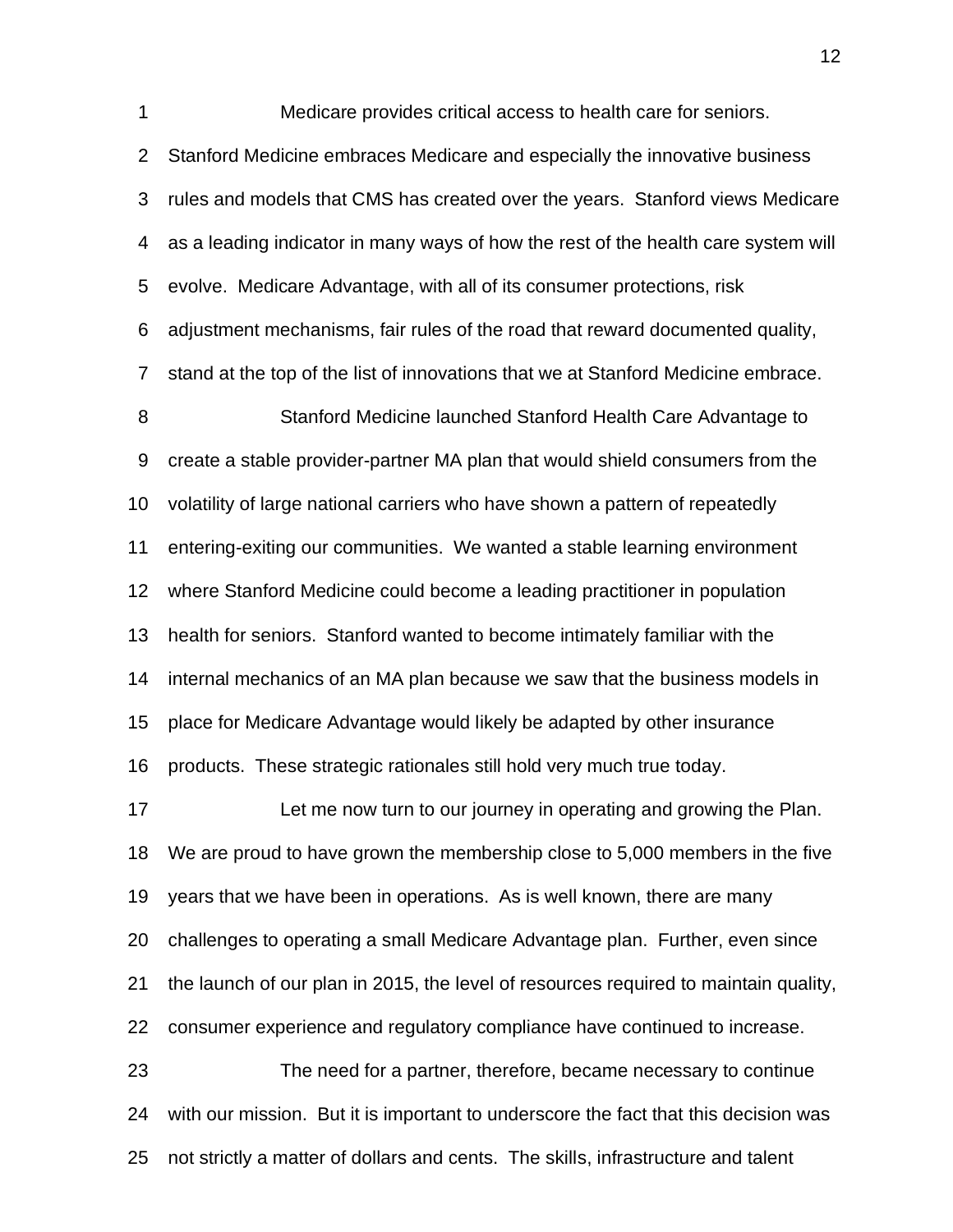Medicare provides critical access to health care for seniors. Stanford Medicine embraces Medicare and especially the innovative business rules and models that CMS has created over the years. Stanford views Medicare as a leading indicator in many ways of how the rest of the health care system will evolve. Medicare Advantage, with all of its consumer protections, risk adjustment mechanisms, fair rules of the road that reward documented quality, stand at the top of the list of innovations that we at Stanford Medicine embrace.

Stanford Medicine launched Stanford Health Care Advantage to create a stable provider-partner MA plan that would shield consumers from the volatility of large national carriers who have shown a pattern of repeatedly entering-exiting our communities. We wanted a stable learning environment where Stanford Medicine could become a leading practitioner in population health for seniors. Stanford wanted to become intimately familiar with the internal mechanics of an MA plan because we saw that the business models in place for Medicare Advantage would likely be adapted by other insurance products. These strategic rationales still hold very much true today.

Let me now turn to our journey in operating and growing the Plan. We are proud to have grown the membership close to 5,000 members in the five years that we have been in operations. As is well known, there are many challenges to operating a small Medicare Advantage plan. Further, even since the launch of our plan in 2015, the level of resources required to maintain quality, consumer experience and regulatory compliance have continued to increase.

The need for a partner, therefore, became necessary to continue with our mission. But it is important to underscore the fact that this decision was not strictly a matter of dollars and cents. The skills, infrastructure and talent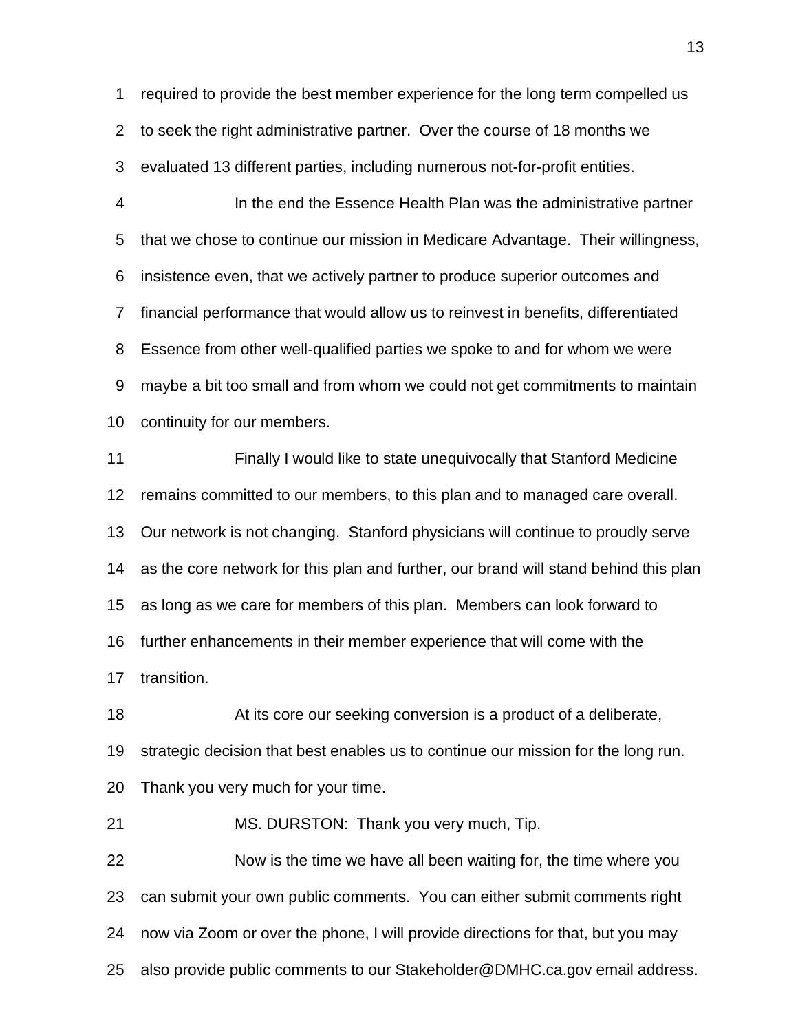required to provide the best member experience for the long term compelled us to seek the right administrative partner. Over the course of 18 months we evaluated 13 different parties, including numerous not-for-profit entities.

In the end the Essence Health Plan was the administrative partner that we chose to continue our mission in Medicare Advantage. Their willingness, insistence even, that we actively partner to produce superior outcomes and financial performance that would allow us to reinvest in benefits, differentiated Essence from other well-qualified parties we spoke to and for whom we were maybe a bit too small and from whom we could not get commitments to maintain continuity for our members.

Finally I would like to state unequivocally that Stanford Medicine remains committed to our members, to this plan and to managed care overall. Our network is not changing. Stanford physicians will continue to proudly serve as the core network for this plan and further, our brand will stand behind this plan as long as we care for members of this plan. Members can look forward to further enhancements in their member experience that will come with the transition.

At its core our seeking conversion is a product of a deliberate, strategic decision that best enables us to continue our mission for the long run. Thank you very much for your time.

MS. DURSTON: Thank you very much, Tip.

Now is the time we have all been waiting for, the time where you can submit your own public comments. You can either submit comments right now via Zoom or over the phone, I will provide directions for that, but you may also provide public comments to our Stakeholder@DMHC.ca.gov email address.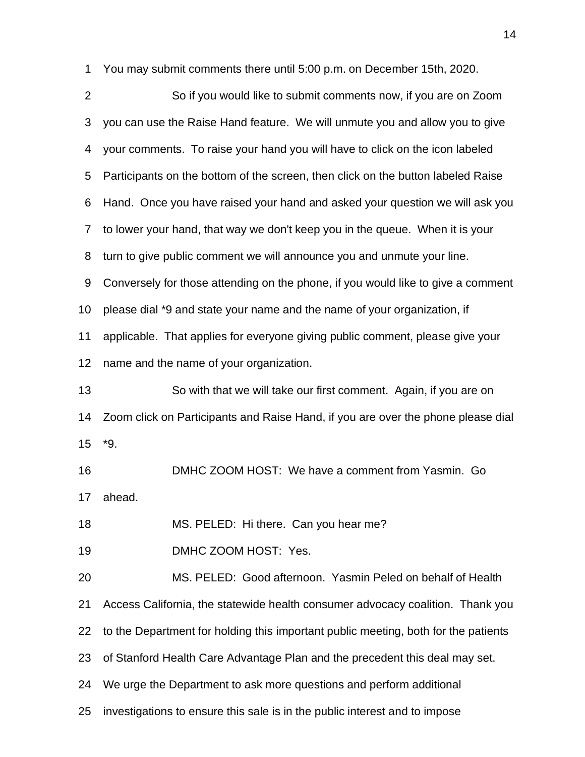You may submit comments there until 5:00 p.m. on December 15th, 2020.

So if you would like to submit comments now, if you are on Zoom you can use the Raise Hand feature. We will unmute you and allow you to give your comments. To raise your hand you will have to click on the icon labeled Participants on the bottom of the screen, then click on the button labeled Raise Hand. Once you have raised your hand and asked your question we will ask you to lower your hand, that way we don't keep you in the queue. When it is your turn to give public comment we will announce you and unmute your line. Conversely for those attending on the phone, if you would like to give a comment please dial *9 and state your name and the name of your organization, if applicable. That applies for everyone giving public comment, please give your name and the name of your organization.

So with that we will take our first comment. Again, if you are on Zoom click on Participants and Raise Hand, if you are over the phone please dial *9.

DMHC ZOOM HOST: We have a comment from Yasmin. Go ahead.

MS. PELED: Hi there. Can you hear me?

DMHC ZOOM HOST: Yes.

MS. PELED: Good afternoon. Yasmin Peled on behalf of Health Access California, the statewide health consumer advocacy coalition. Thank you to the Department for holding this important public meeting, both for the patients of Stanford Health Care Advantage Plan and the precedent this deal may set. We urge the Department to ask more questions and perform additional investigations to ensure this sale is in the public interest and to impose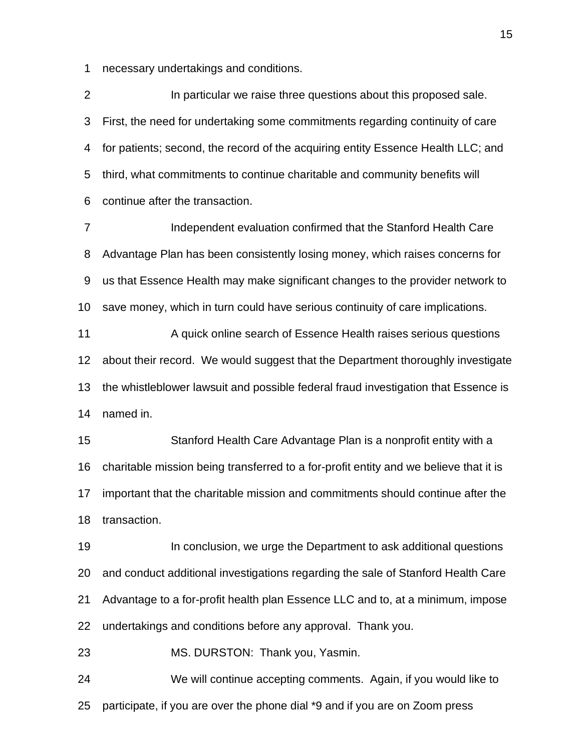necessary undertakings and conditions.

In particular we raise three questions about this proposed sale. First, the need for undertaking some commitments regarding continuity of care for patients; second, the record of the acquiring entity Essence Health LLC; and third, what commitments to continue charitable and community benefits will continue after the transaction.

Independent evaluation confirmed that the Stanford Health Care Advantage Plan has been consistently losing money, which raises concerns for us that Essence Health may make significant changes to the provider network to save money, which in turn could have serious continuity of care implications.

A quick online search of Essence Health raises serious questions about their record. We would suggest that the Department thoroughly investigate the whistleblower lawsuit and possible federal fraud investigation that Essence is named in.

Stanford Health Care Advantage Plan is a nonprofit entity with a charitable mission being transferred to a for-profit entity and we believe that it is important that the charitable mission and commitments should continue after the transaction.

In conclusion, we urge the Department to ask additional questions and conduct additional investigations regarding the sale of Stanford Health Care Advantage to a for-profit health plan Essence LLC and to, at a minimum, impose undertakings and conditions before any approval. Thank you.

MS. DURSTON: Thank you, Yasmin.

We will continue accepting comments. Again, if you would like to participate, if you are over the phone dial *9 and if you are on Zoom press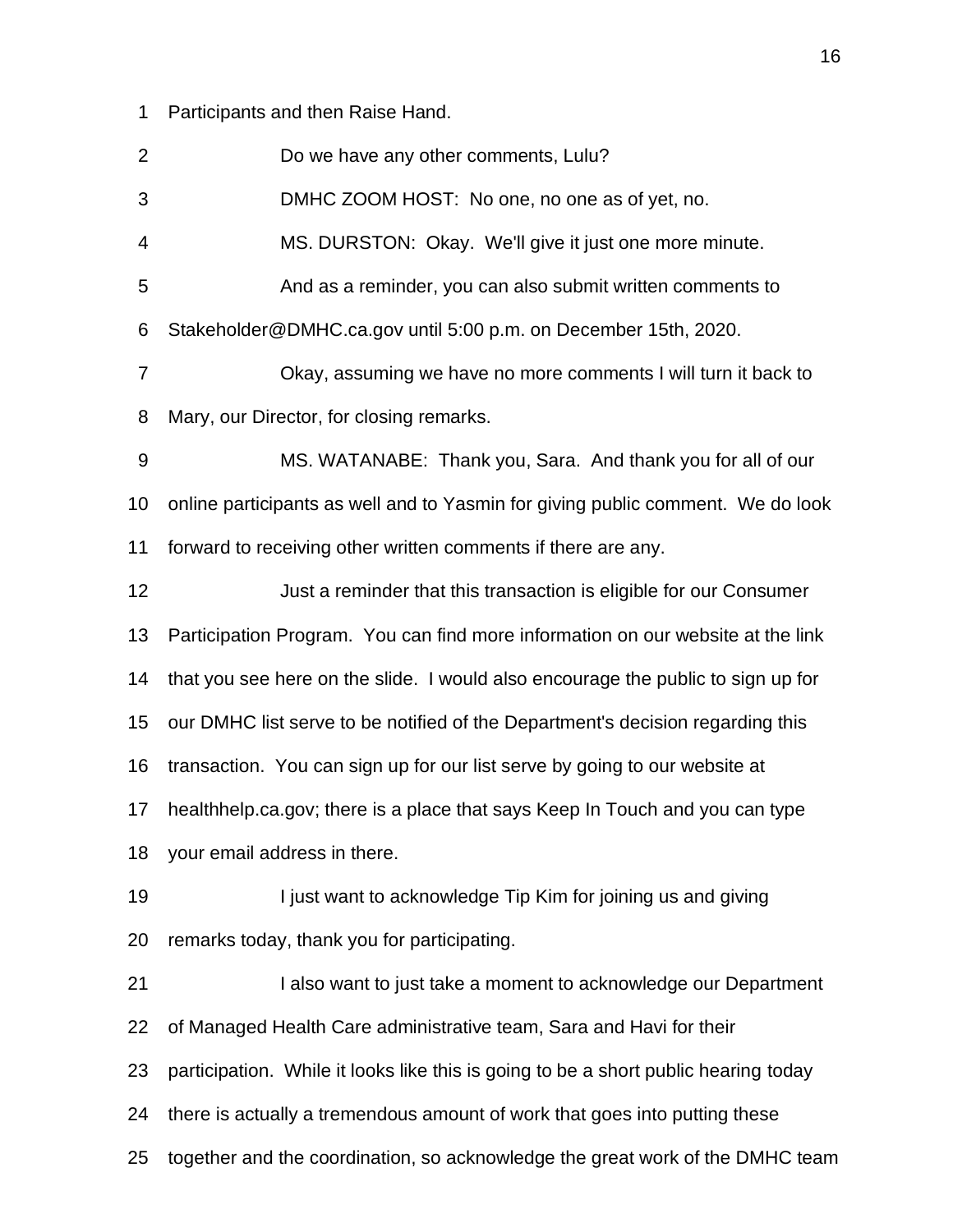Participants and then Raise Hand.

Do we have any other comments, Lulu?

DMHC ZOOM HOST: No one, no one as of yet, no.

MS. DURSTON: Okay. We'll give it just one more minute.

And as a reminder, you can also submit written comments to Stakeholder@DMHC.ca.gov until 5:00 p.m. on December 15th, 2020.

Okay, assuming we have no more comments I will turn it back to Mary, our Director, for closing remarks.

MS. WATANABE: Thank you, Sara. And thank you for all of our online participants as well and to Yasmin for giving public comment. We do look forward to receiving other written comments if there are any.

Just a reminder that this transaction is eligible for our Consumer Participation Program. You can find more information on our website at the link that you see here on the slide. I would also encourage the public to sign up for our DMHC list serve to be notified of the Department's decision regarding this transaction. You can sign up for our list serve by going to our website at healthhelp.ca.gov; there is a place that says Keep In Touch and you can type your email address in there.

I just want to acknowledge Tip Kim for joining us and giving remarks today, thank you for participating.

I also want to just take a moment to acknowledge our Department of Managed Health Care administrative team, Sara and Havi for their participation. While it looks like this is going to be a short public hearing today there is actually a tremendous amount of work that goes into putting these together and the coordination, so acknowledge the great work of the DMHC team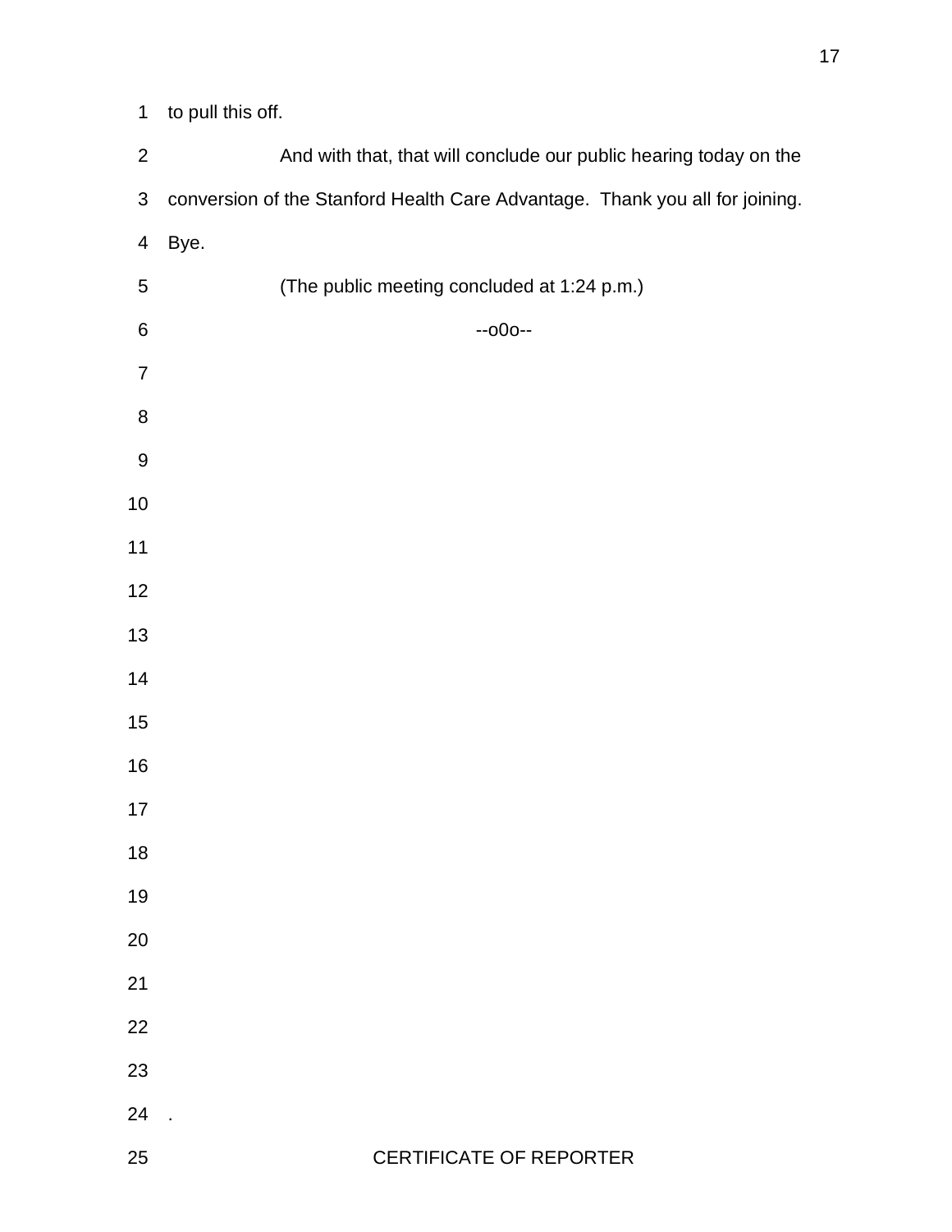to pull this off.

And with that, that will conclude our public hearing today on the conversion of the Stanford Health Care Advantage. Thank you all for joining. Bye.

(The public meeting concluded at 1:24 p.m.)

--o0o--

.

CERTIFICATE OF REPORTER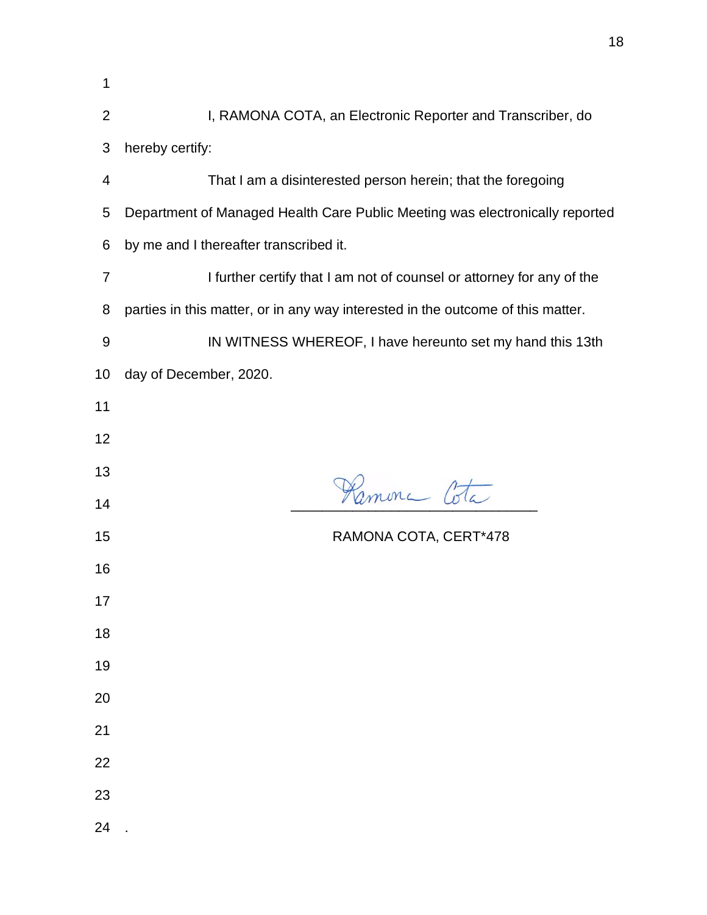I, RAMONA COTA, an Electronic Reporter and Transcriber, do hereby certify:

That I am a disinterested person herein; that the foregoing Department of Managed Health Care Public Meeting was electronically reported by me and I thereafter transcribed it.

I further certify that I am not of counsel or attorney for any of the parties in this matter, or in any way interested in the outcome of this matter.

IN WITNESS WHEREOF, I have hereunto set my hand this 13th day of December, 2020.

Ramona Cota

RAMONA COTA, CERT*478